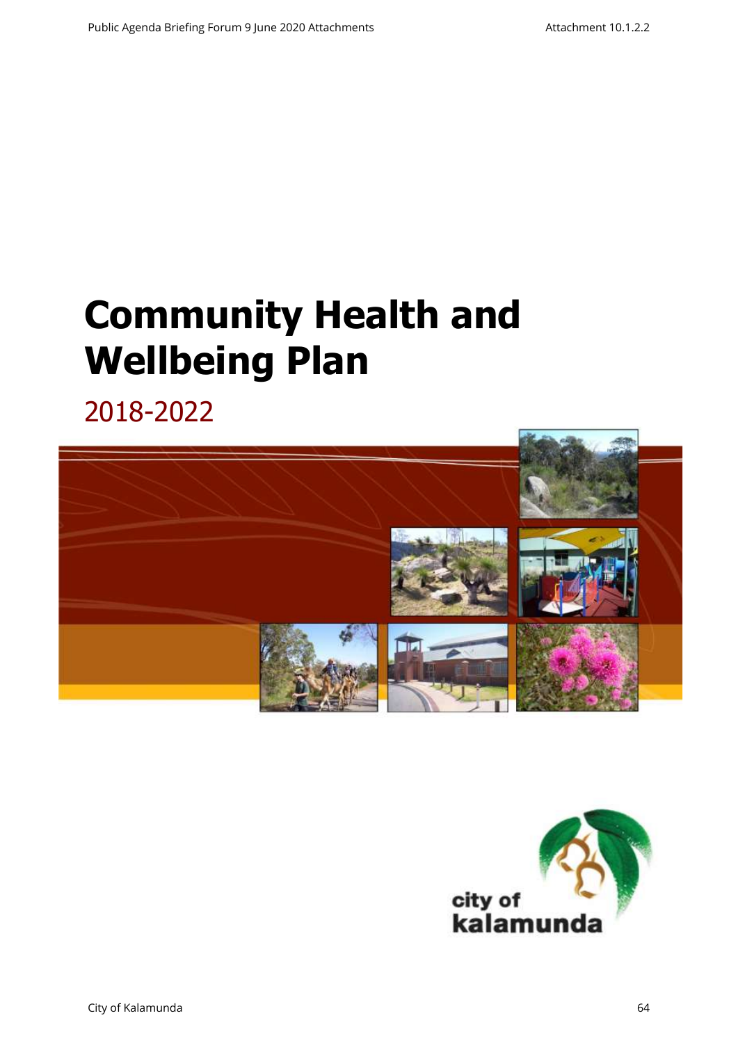# Community Health and Wellbeing Plan

## 2018-2022

city of kalamunda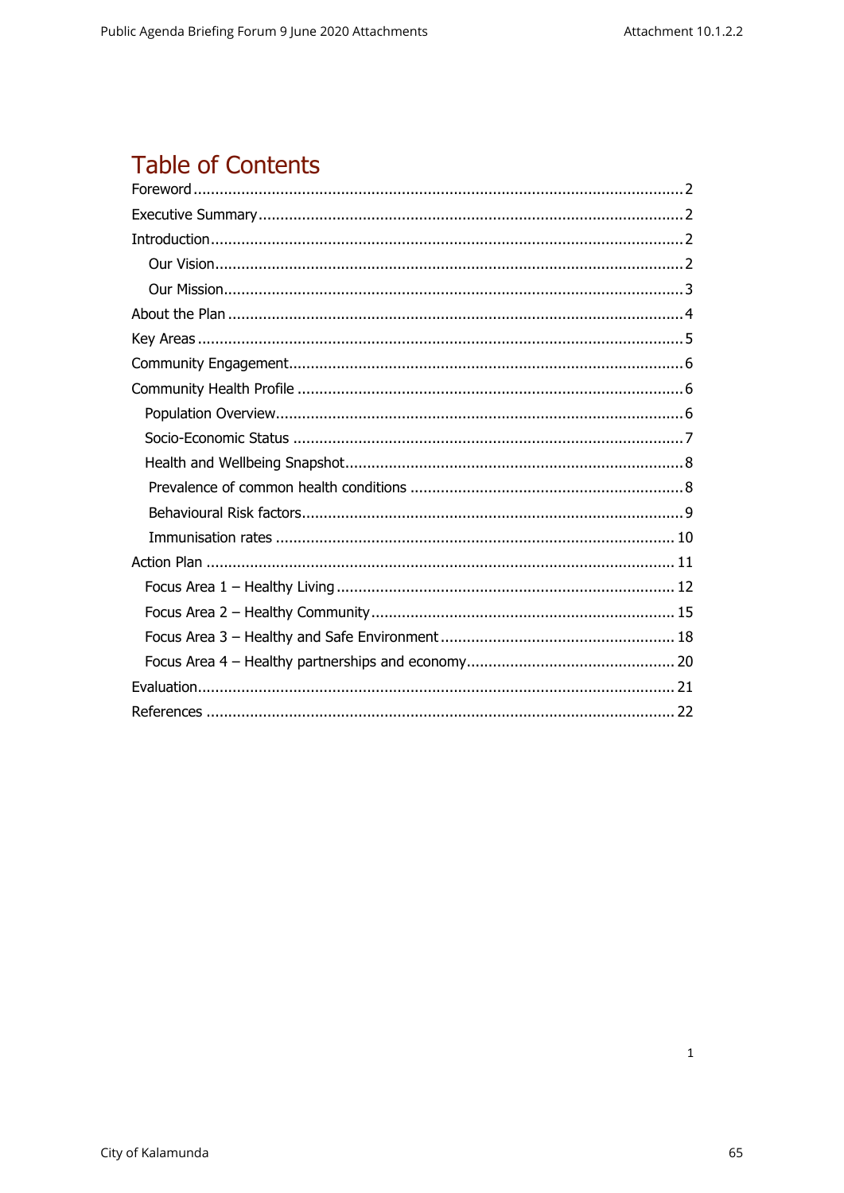# Table of Contents

- Foreword ........ 2
- Executive Summary ........ 2
- Introduction ........ 2
  - Our Vision ........ 2
  - Our Mission ........ 3
- About the Plan ........ 4
- Key Areas ........ 5
- Community Engagement ........ 6
- Community Health Profile ........ 6
  - Population Overview ........ 6
  - Socio-Economic Status ........ 7
  - Health and Wellbeing Snapshot ........ 8
    - Prevalence of common health conditions ........ 8
    - Behavioural Risk factors ........ 9
    - Immunisation rates ........ 10
- Action Plan ........ 11
  - Focus Area 1 – Healthy Living ........ 12
  - Focus Area 2 – Healthy Community ........ 15
  - Focus Area 3 – Healthy and Safe Environment ........ 18
  - Focus Area 4 – Healthy partnerships and economy ........ 20
- Evaluation ........ 21
- References ........ 22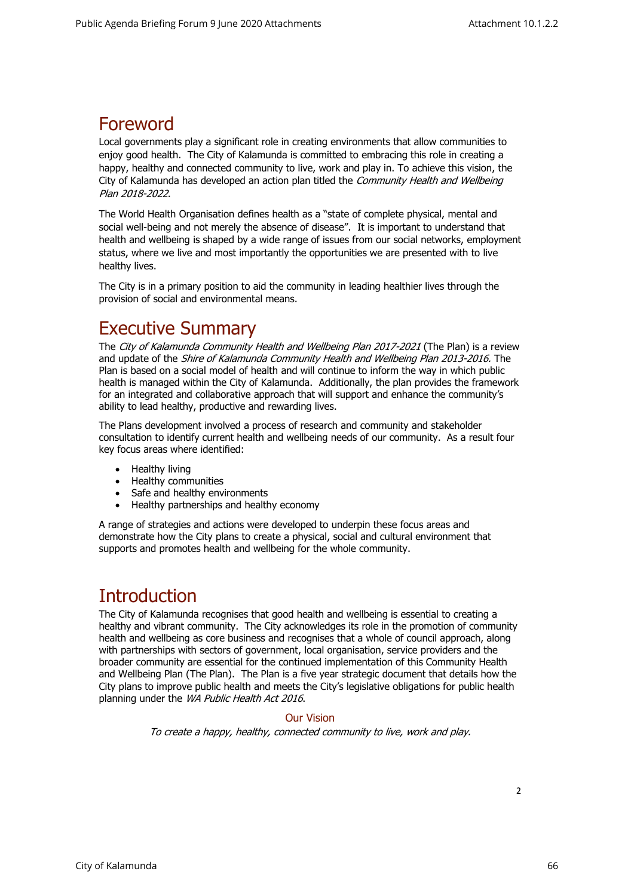# Foreword

Local governments play a significant role in creating environments that allow communities to enjoy good health. The City of Kalamunda is committed to embracing this role in creating a happy, healthy and connected community to live, work and play in. To achieve this vision, the City of Kalamunda has developed an action plan titled the *Community Health and Wellbeing Plan 2018-2022*.

The World Health Organisation defines health as a "state of complete physical, mental and social well-being and not merely the absence of disease". It is important to understand that health and wellbeing is shaped by a wide range of issues from our social networks, employment status, where we live and most importantly the opportunities we are presented with to live healthy lives.

The City is in a primary position to aid the community in leading healthier lives through the provision of social and environmental means.

# Executive Summary

The *City of Kalamunda Community Health and Wellbeing Plan 2017-2021* (The Plan) is a review and update of the *Shire of Kalamunda Community Health and Wellbeing Plan 2013-2016.* The Plan is based on a social model of health and will continue to inform the way in which public health is managed within the City of Kalamunda. Additionally, the plan provides the framework for an integrated and collaborative approach that will support and enhance the community's ability to lead healthy, productive and rewarding lives.

The Plans development involved a process of research and community and stakeholder consultation to identify current health and wellbeing needs of our community. As a result four key focus areas where identified:

- Healthy living
- Healthy communities
- Safe and healthy environments
- Healthy partnerships and healthy economy

A range of strategies and actions were developed to underpin these focus areas and demonstrate how the City plans to create a physical, social and cultural environment that supports and promotes health and wellbeing for the whole community.

# Introduction

The City of Kalamunda recognises that good health and wellbeing is essential to creating a healthy and vibrant community. The City acknowledges its role in the promotion of community health and wellbeing as core business and recognises that a whole of council approach, along with partnerships with sectors of government, local organisation, service providers and the broader community are essential for the continued implementation of this Community Health and Wellbeing Plan (The Plan). The Plan is a five year strategic document that details how the City plans to improve public health and meets the City's legislative obligations for public health planning under the *WA Public Health Act 2016*.

### Our Vision

*To create a happy, healthy, connected community to live, work and play.*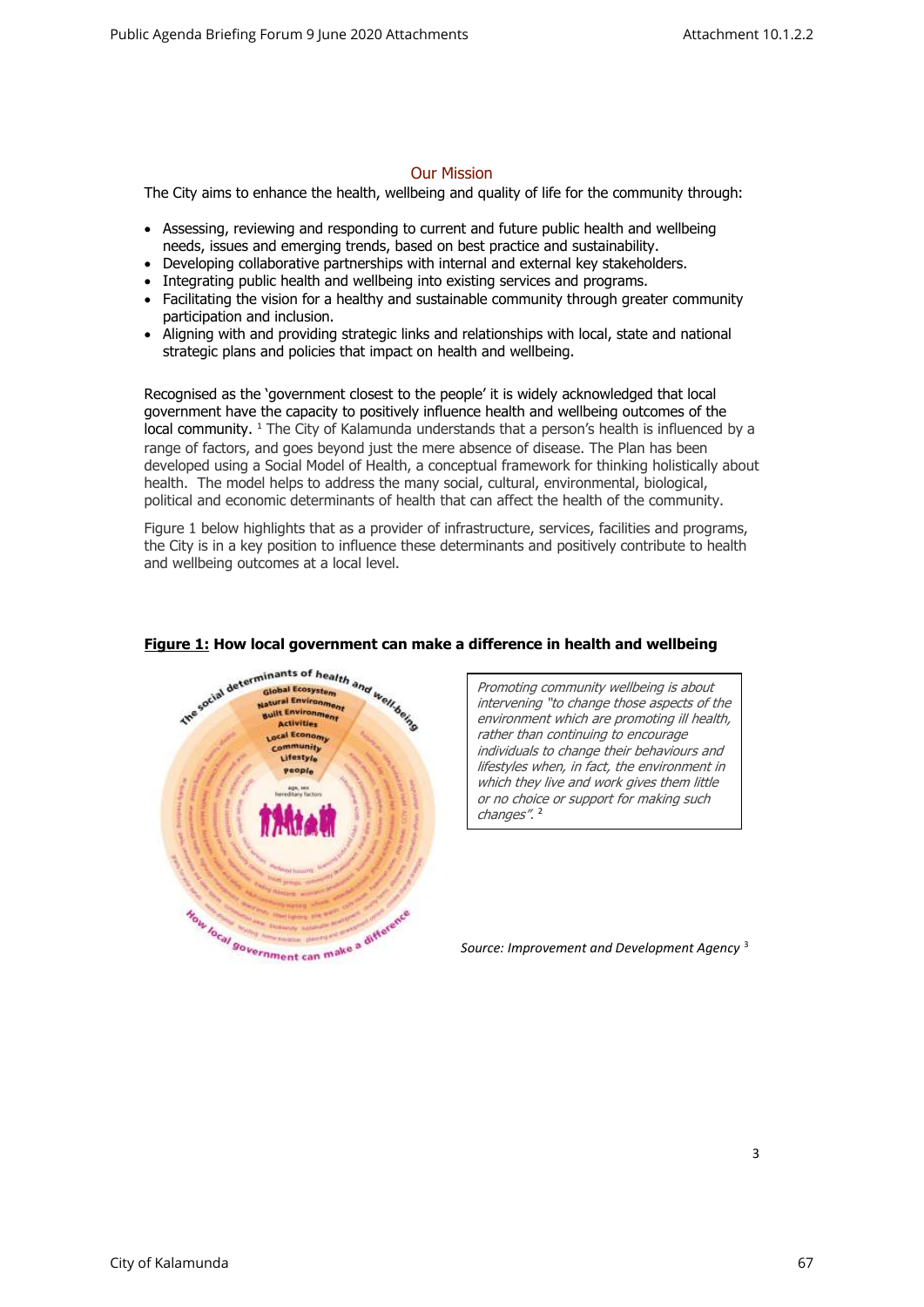## Our Mission

The City aims to enhance the health, wellbeing and quality of life for the community through:

- Assessing, reviewing and responding to current and future public health and wellbeing needs, issues and emerging trends, based on best practice and sustainability.
- Developing collaborative partnerships with internal and external key stakeholders.
- Integrating public health and wellbeing into existing services and programs.
- Facilitating the vision for a healthy and sustainable community through greater community participation and inclusion.
- Aligning with and providing strategic links and relationships with local, state and national strategic plans and policies that impact on health and wellbeing.

Recognised as the 'government closest to the people' it is widely acknowledged that local government have the capacity to positively influence health and wellbeing outcomes of the local community. [1] The City of Kalamunda understands that a person's health is influenced by a range of factors, and goes beyond just the mere absence of disease. The Plan has been developed using a Social Model of Health, a conceptual framework for thinking holistically about health. The model helps to address the many social, cultural, environmental, biological, political and economic determinants of health that can affect the health of the community.

Figure 1 below highlights that as a provider of infrastructure, services, facilities and programs, the City is in a key position to influence these determinants and positively contribute to health and wellbeing outcomes at a local level.

**Figure 1: How local government can make a difference in health and wellbeing**

*Promoting community wellbeing is about intervening "to change those aspects of the environment which are promoting ill health, rather than continuing to encourage individuals to change their behaviours and lifestyles when, in fact, the environment in which they live and work gives them little or no choice or support for making such changes".* [2]

*Source: Improvement and Development Agency* [3]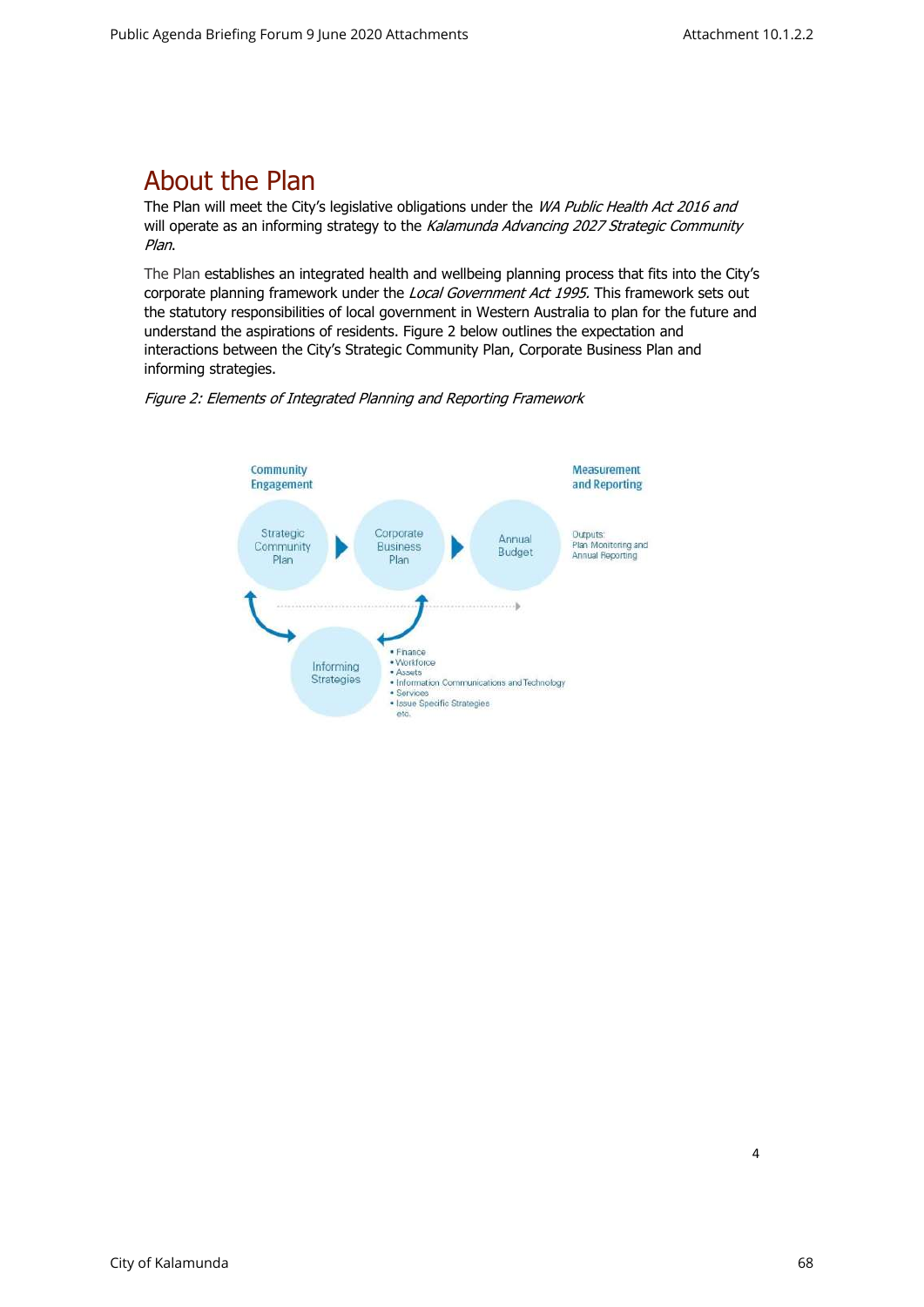# About the Plan

The Plan will meet the City's legislative obligations under the *WA Public Health Act 2016 and* will operate as an informing strategy to the *Kalamunda Advancing 2027 Strategic Community Plan*.

The Plan establishes an integrated health and wellbeing planning process that fits into the City's corporate planning framework under the *Local Government Act 1995.* This framework sets out the statutory responsibilities of local government in Western Australia to plan for the future and understand the aspirations of residents. Figure 2 below outlines the expectation and interactions between the City's Strategic Community Plan, Corporate Business Plan and informing strategies.

*Figure 2: Elements of Integrated Planning and Reporting Framework*

Community Engagement

Strategic Community Plan → Corporate Business Plan → Annual Budget

Measurement and Reporting

Outputs: Plan Monitoring and Annual Reporting

Informing Strategies

- Finance
- Workforce
- Assets
- Information Communications and Technology
- Services
- Issue Specific Strategies etc.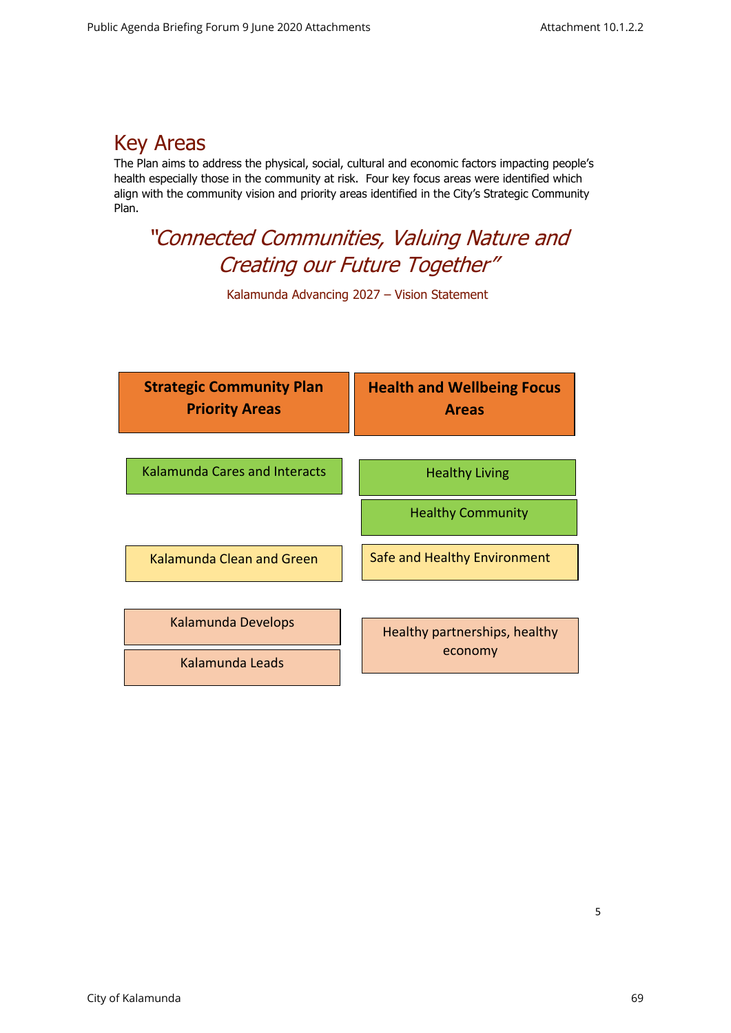## Key Areas

The Plan aims to address the physical, social, cultural and economic factors impacting people's health especially those in the community at risk. Four key focus areas were identified which align with the community vision and priority areas identified in the City's Strategic Community Plan.

> *"Connected Communities, Valuing Nature and Creating our Future Together"*
>
> Kalamunda Advancing 2027 – Vision Statement

| Strategic Community Plan Priority Areas | Health and Wellbeing Focus Areas |
|---|---|
| Kalamunda Cares and Interacts | Healthy Living<br>Healthy Community |
| Kalamunda Clean and Green | Safe and Healthy Environment |
| Kalamunda Develops<br>Kalamunda Leads | Healthy partnerships, healthy economy |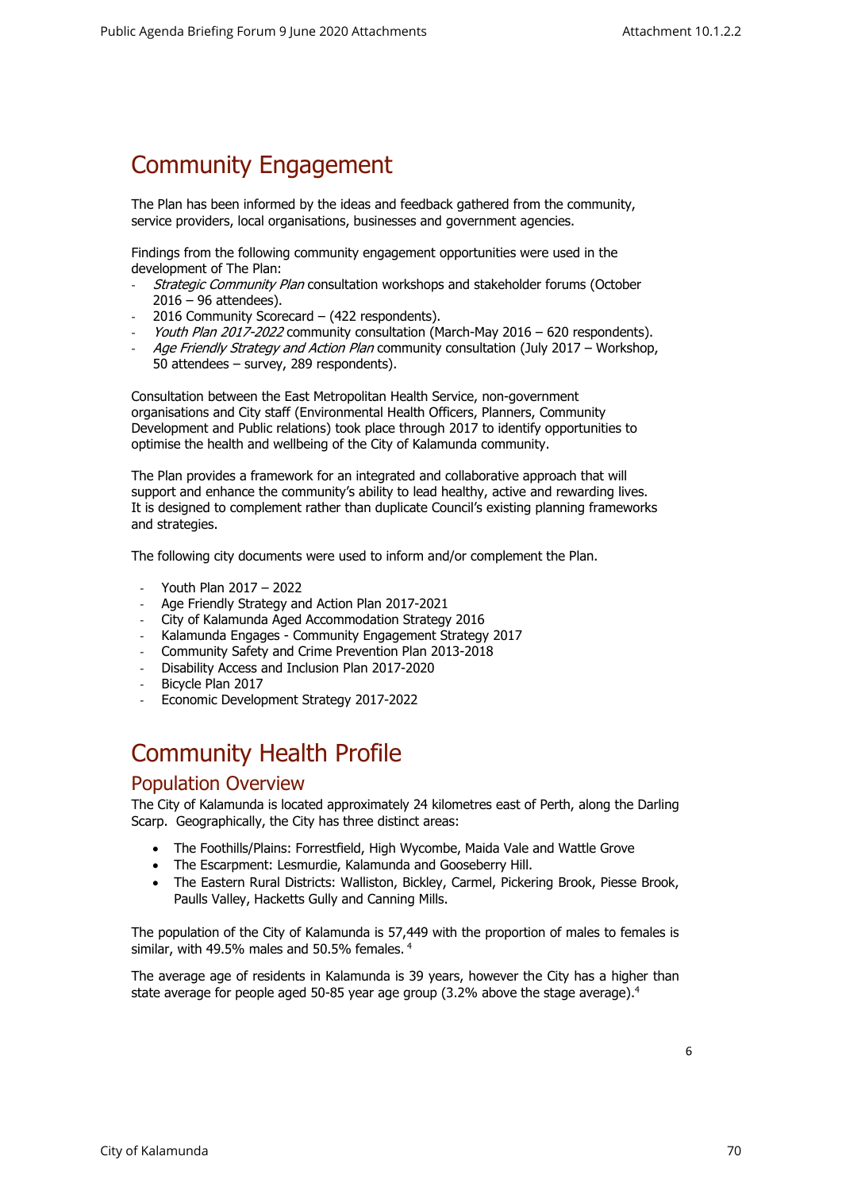# Community Engagement

The Plan has been informed by the ideas and feedback gathered from the community, service providers, local organisations, businesses and government agencies.

Findings from the following community engagement opportunities were used in the development of The Plan:

- *Strategic Community Plan* consultation workshops and stakeholder forums (October 2016 – 96 attendees).
- 2016 Community Scorecard – (422 respondents).
- *Youth Plan 2017-2022* community consultation (March-May 2016 – 620 respondents).
- *Age Friendly Strategy and Action Plan* community consultation (July 2017 – Workshop, 50 attendees – survey, 289 respondents).

Consultation between the East Metropolitan Health Service, non-government organisations and City staff (Environmental Health Officers, Planners, Community Development and Public relations) took place through 2017 to identify opportunities to optimise the health and wellbeing of the City of Kalamunda community.

The Plan provides a framework for an integrated and collaborative approach that will support and enhance the community's ability to lead healthy, active and rewarding lives. It is designed to complement rather than duplicate Council's existing planning frameworks and strategies.

The following city documents were used to inform and/or complement the Plan.

- Youth Plan 2017 – 2022
- Age Friendly Strategy and Action Plan 2017-2021
- City of Kalamunda Aged Accommodation Strategy 2016
- Kalamunda Engages - Community Engagement Strategy 2017
- Community Safety and Crime Prevention Plan 2013-2018
- Disability Access and Inclusion Plan 2017-2020
- Bicycle Plan 2017
- Economic Development Strategy 2017-2022

# Community Health Profile

## Population Overview

The City of Kalamunda is located approximately 24 kilometres east of Perth, along the Darling Scarp. Geographically, the City has three distinct areas:

- The Foothills/Plains: Forrestfield, High Wycombe, Maida Vale and Wattle Grove
- The Escarpment: Lesmurdie, Kalamunda and Gooseberry Hill.
- The Eastern Rural Districts: Walliston, Bickley, Carmel, Pickering Brook, Piesse Brook, Paulls Valley, Hacketts Gully and Canning Mills.

The population of the City of Kalamunda is 57,449 with the proportion of males to females is similar, with 49.5% males and 50.5% females. [4]

The average age of residents in Kalamunda is 39 years, however the City has a higher than state average for people aged 50-85 year age group (3.2% above the stage average).[4]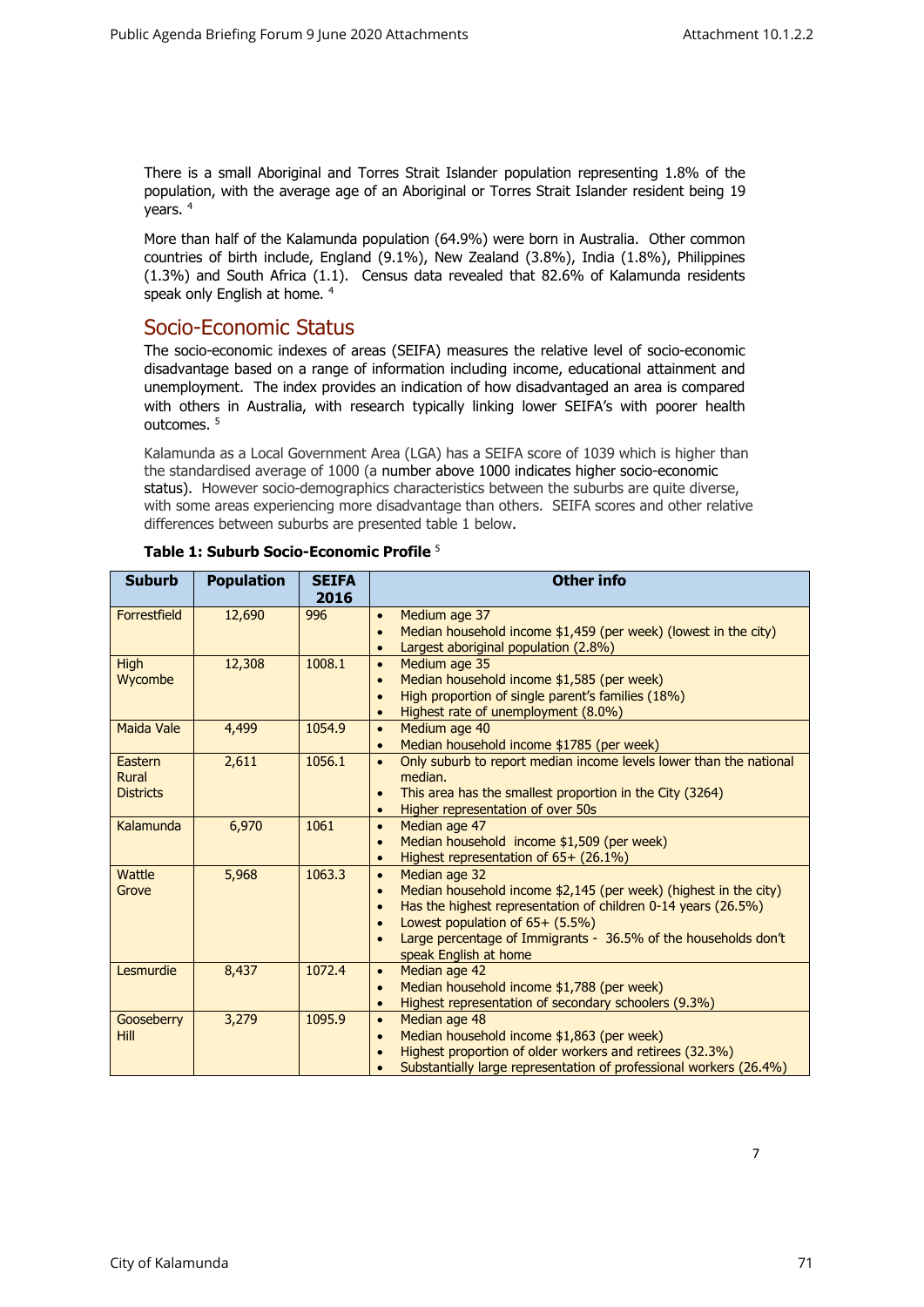There is a small Aboriginal and Torres Strait Islander population representing 1.8% of the population, with the average age of an Aboriginal or Torres Strait Islander resident being 19 years. [4]

More than half of the Kalamunda population (64.9%) were born in Australia. Other common countries of birth include, England (9.1%), New Zealand (3.8%), India (1.8%), Philippines (1.3%) and South Africa (1.1). Census data revealed that 82.6% of Kalamunda residents speak only English at home. [4]

## Socio-Economic Status

The socio-economic indexes of areas (SEIFA) measures the relative level of socio-economic disadvantage based on a range of information including income, educational attainment and unemployment. The index provides an indication of how disadvantaged an area is compared with others in Australia, with research typically linking lower SEIFA's with poorer health outcomes. [5]

Kalamunda as a Local Government Area (LGA) has a SEIFA score of 1039 which is higher than the standardised average of 1000 (a number above 1000 indicates higher socio-economic status). However socio-demographics characteristics between the suburbs are quite diverse, with some areas experiencing more disadvantage than others. SEIFA scores and other relative differences between suburbs are presented table 1 below.

**Table 1: Suburb Socio-Economic Profile** [5]

| Suburb | Population | SEIFA 2016 | Other info |
|---|---|---|---|
| Forrestfield | 12,690 | 996 | • Medium age 37<br>• Median household income $1,459 (per week) (lowest in the city)<br>• Largest aboriginal population (2.8%) |
| High Wycombe | 12,308 | 1008.1 | • Medium age 35<br>• Median household income $1,585 (per week)<br>• High proportion of single parent's families (18%)<br>• Highest rate of unemployment (8.0%) |
| Maida Vale | 4,499 | 1054.9 | • Medium age 40<br>• Median household income $1785 (per week) |
| Eastern Rural Districts | 2,611 | 1056.1 | • Only suburb to report median income levels lower than the national median.<br>• This area has the smallest proportion in the City (3264)<br>• Higher representation of over 50s |
| Kalamunda | 6,970 | 1061 | • Median age 47<br>• Median household income $1,509 (per week)<br>• Highest representation of 65+ (26.1%) |
| Wattle Grove | 5,968 | 1063.3 | • Median age 32<br>• Median household income $2,145 (per week) (highest in the city)<br>• Has the highest representation of children 0-14 years (26.5%)<br>• Lowest population of 65+ (5.5%)<br>• Large percentage of Immigrants - 36.5% of the households don't speak English at home |
| Lesmurdie | 8,437 | 1072.4 | • Median age 42<br>• Median household income $1,788 (per week)<br>• Highest representation of secondary schoolers (9.3%) |
| Gooseberry Hill | 3,279 | 1095.9 | • Median age 48<br>• Median household income $1,863 (per week)<br>• Highest proportion of older workers and retirees (32.3%)<br>• Substantially large representation of professional workers (26.4%) |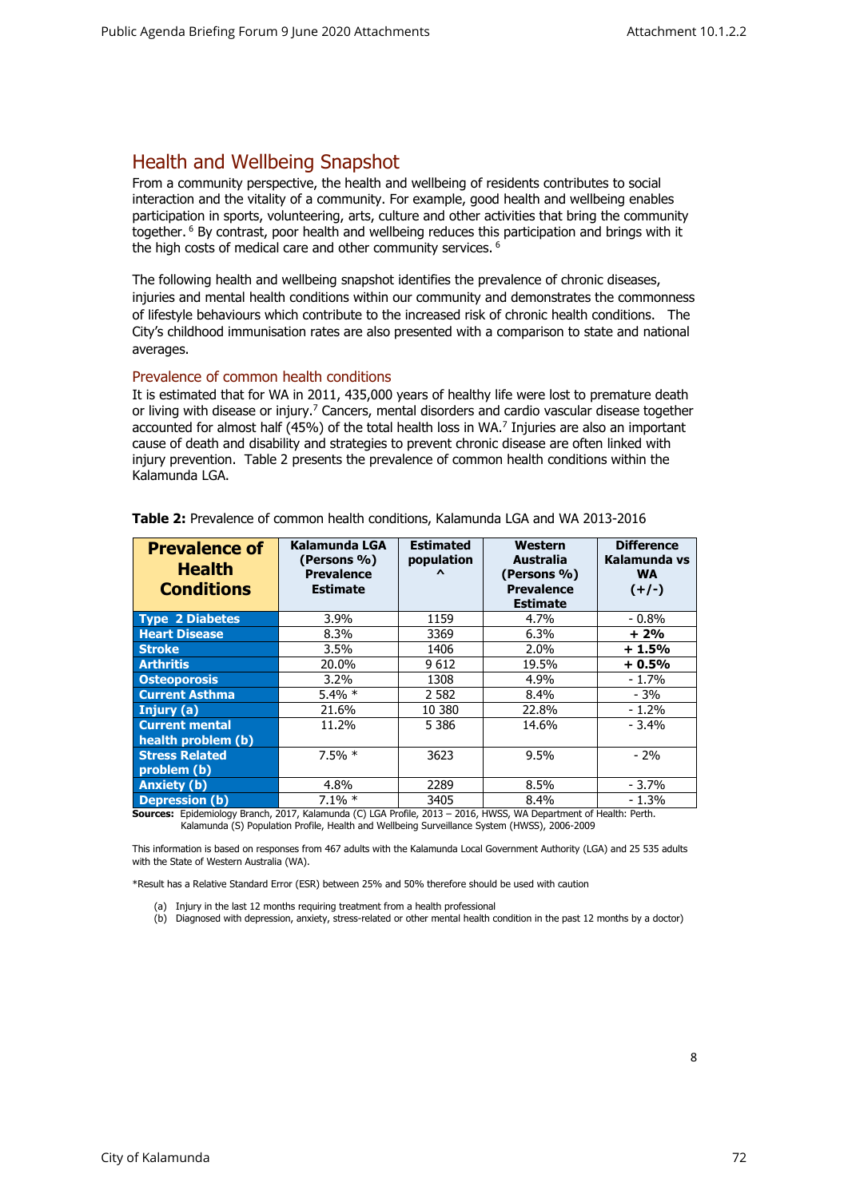## Health and Wellbeing Snapshot

From a community perspective, the health and wellbeing of residents contributes to social interaction and the vitality of a community. For example, good health and wellbeing enables participation in sports, volunteering, arts, culture and other activities that bring the community together. [6] By contrast, poor health and wellbeing reduces this participation and brings with it the high costs of medical care and other community services. [6]

The following health and wellbeing snapshot identifies the prevalence of chronic diseases, injuries and mental health conditions within our community and demonstrates the commonness of lifestyle behaviours which contribute to the increased risk of chronic health conditions. The City's childhood immunisation rates are also presented with a comparison to state and national averages.

### Prevalence of common health conditions

It is estimated that for WA in 2011, 435,000 years of healthy life were lost to premature death or living with disease or injury.[7] Cancers, mental disorders and cardio vascular disease together accounted for almost half (45%) of the total health loss in WA.[7] Injuries are also an important cause of death and disability and strategies to prevent chronic disease are often linked with injury prevention. Table 2 presents the prevalence of common health conditions within the Kalamunda LGA.

**Table 2:** Prevalence of common health conditions, Kalamunda LGA and WA 2013-2016

| Prevalence of Health Conditions | Kalamunda LGA (Persons %) Prevalence Estimate | Estimated population ^ | Western Australia (Persons %) Prevalence Estimate | Difference Kalamunda vs WA (+/-) |
|---|---|---|---|---|
| **Type 2 Diabetes** | 3.9% | 1159 | 4.7% | - 0.8% |
| **Heart Disease** | 8.3% | 3369 | 6.3% | **+ 2%** |
| **Stroke** | 3.5% | 1406 | 2.0% | **+ 1.5%** |
| **Arthritis** | 20.0% | 9 612 | 19.5% | **+ 0.5%** |
| **Osteoporosis** | 3.2% | 1308 | 4.9% | - 1.7% |
| **Current Asthma** | 5.4% * | 2 582 | 8.4% | - 3% |
| **Injury (a)** | 21.6% | 10 380 | 22.8% | - 1.2% |
| **Current mental health problem (b)** | 11.2% | 5 386 | 14.6% | - 3.4% |
| **Stress Related problem (b)** | 7.5% * | 3623 | 9.5% | - 2% |
| **Anxiety (b)** | 4.8% | 2289 | 8.5% | - 3.7% |
| **Depression (b)** | 7.1% * | 3405 | 8.4% | - 1.3% |

**Sources:** Epidemiology Branch, 2017, Kalamunda (C) LGA Profile, 2013 – 2016, HWSS, WA Department of Health: Perth. Kalamunda (S) Population Profile, Health and Wellbeing Surveillance System (HWSS), 2006-2009

This information is based on responses from 467 adults with the Kalamunda Local Government Authority (LGA) and 25 535 adults with the State of Western Australia (WA).

*Result has a Relative Standard Error (ESR) between 25% and 50% therefore should be used with caution

(a) Injury in the last 12 months requiring treatment from a health professional
(b) Diagnosed with depression, anxiety, stress-related or other mental health condition in the past 12 months by a doctor)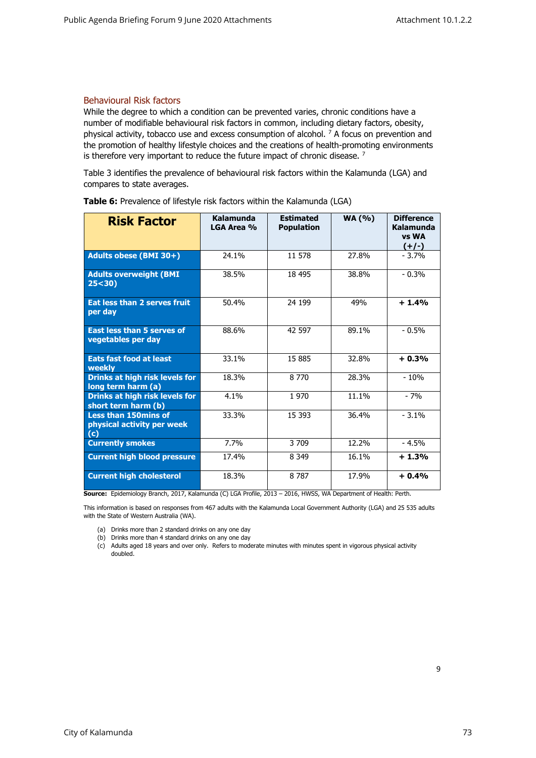## Behavioural Risk factors

While the degree to which a condition can be prevented varies, chronic conditions have a number of modifiable behavioural risk factors in common, including dietary factors, obesity, physical activity, tobacco use and excess consumption of alcohol. [7] A focus on prevention and the promotion of healthy lifestyle choices and the creations of health-promoting environments is therefore very important to reduce the future impact of chronic disease. [7]

Table 3 identifies the prevalence of behavioural risk factors within the Kalamunda (LGA) and compares to state averages.

**Table 6:** Prevalence of lifestyle risk factors within the Kalamunda (LGA)

| Risk Factor | Kalamunda LGA Area % | Estimated Population | WA (%) | Difference Kalamunda vs WA (+/-) |
|---|---|---|---|---|
| **Adults obese (BMI 30+)** | 24.1% | 11 578 | 27.8% | - 3.7% |
| **Adults overweight (BMI 25<30)** | 38.5% | 18 495 | 38.8% | - 0.3% |
| **Eat less than 2 serves fruit per day** | 50.4% | 24 199 | 49% | **+ 1.4%** |
| **East less than 5 serves of vegetables per day** | 88.6% | 42 597 | 89.1% | - 0.5% |
| **Eats fast food at least weekly** | 33.1% | 15 885 | 32.8% | **+ 0.3%** |
| **Drinks at high risk levels for long term harm (a)** | 18.3% | 8 770 | 28.3% | - 10% |
| **Drinks at high risk levels for short term harm (b)** | 4.1% | 1 970 | 11.1% | - 7% |
| **Less than 150mins of physical activity per week (c)** | 33.3% | 15 393 | 36.4% | - 3.1% |
| **Currently smokes** | 7.7% | 3 709 | 12.2% | - 4.5% |
| **Current high blood pressure** | 17.4% | 8 349 | 16.1% | **+ 1.3%** |
| **Current high cholesterol** | 18.3% | 8 787 | 17.9% | **+ 0.4%** |

**Source:** Epidemiology Branch, 2017, Kalamunda (C) LGA Profile, 2013 – 2016, HWSS, WA Department of Health: Perth.

This information is based on responses from 467 adults with the Kalamunda Local Government Authority (LGA) and 25 535 adults with the State of Western Australia (WA).

(a) Drinks more than 2 standard drinks on any one day
(b) Drinks more than 4 standard drinks on any one day
(c) Adults aged 18 years and over only. Refers to moderate minutes with minutes spent in vigorous physical activity doubled.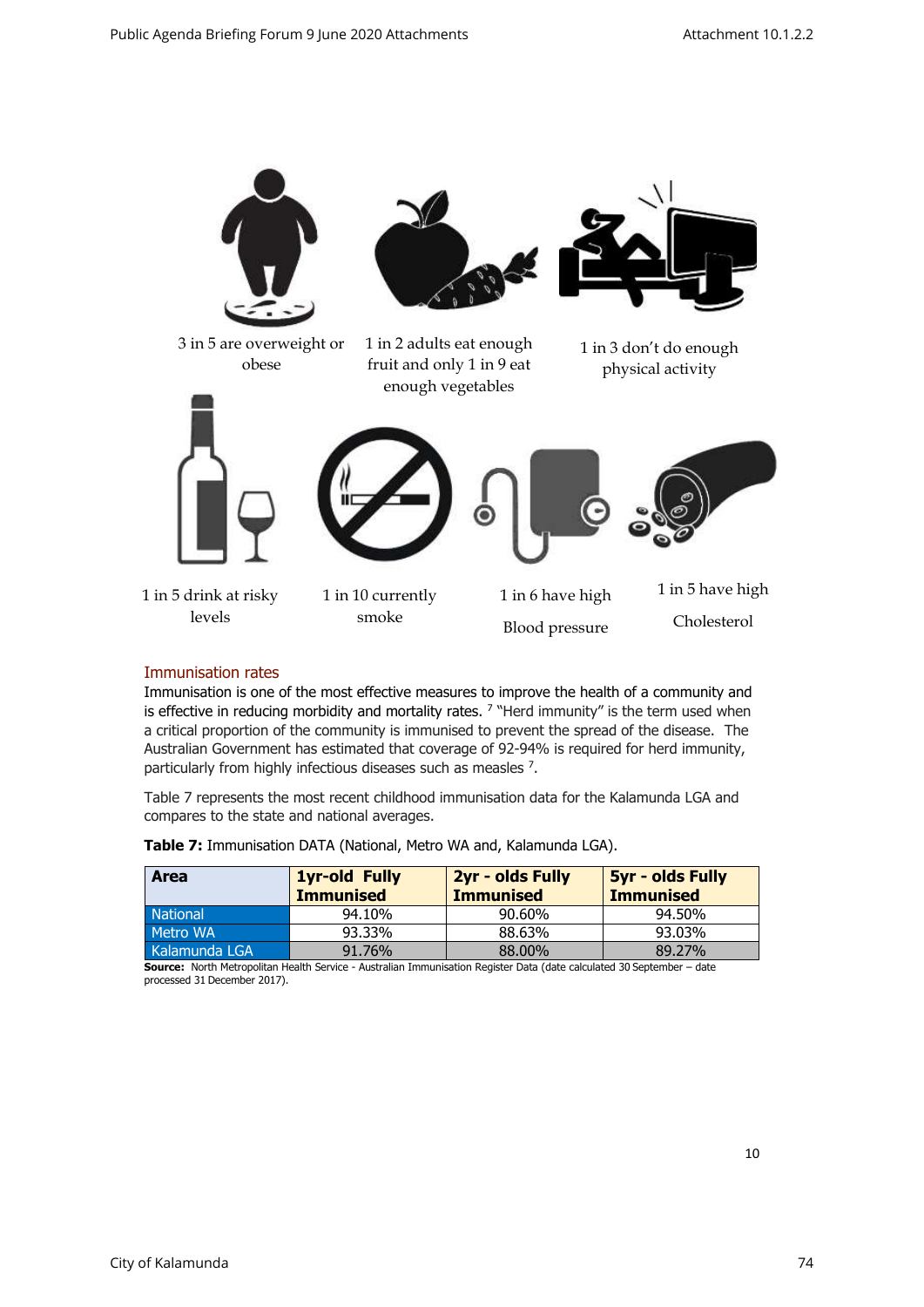3 in 5 are overweight or obese

1 in 2 adults eat enough fruit and only 1 in 9 eat enough vegetables

1 in 3 don't do enough physical activity

1 in 5 drink at risky levels

1 in 10 currently smoke

1 in 6 have high Blood pressure

1 in 5 have high Cholesterol

## Immunisation rates

Immunisation is one of the most effective measures to improve the health of a community and is effective in reducing morbidity and mortality rates. [7] "Herd immunity" is the term used when a critical proportion of the community is immunised to prevent the spread of the disease. The Australian Government has estimated that coverage of 92-94% is required for herd immunity, particularly from highly infectious diseases such as measles [7].

Table 7 represents the most recent childhood immunisation data for the Kalamunda LGA and compares to the state and national averages.

**Table 7:** Immunisation DATA (National, Metro WA and, Kalamunda LGA).

| Area | 1yr-old Fully Immunised | 2yr - olds Fully Immunised | 5yr - olds Fully Immunised |
|---|---|---|---|
| National | 94.10% | 90.60% | 94.50% |
| Metro WA | 93.33% | 88.63% | 93.03% |
| Kalamunda LGA | 91.76% | 88.00% | 89.27% |

**Source:** North Metropolitan Health Service - Australian Immunisation Register Data (date calculated 30 September – date processed 31 December 2017).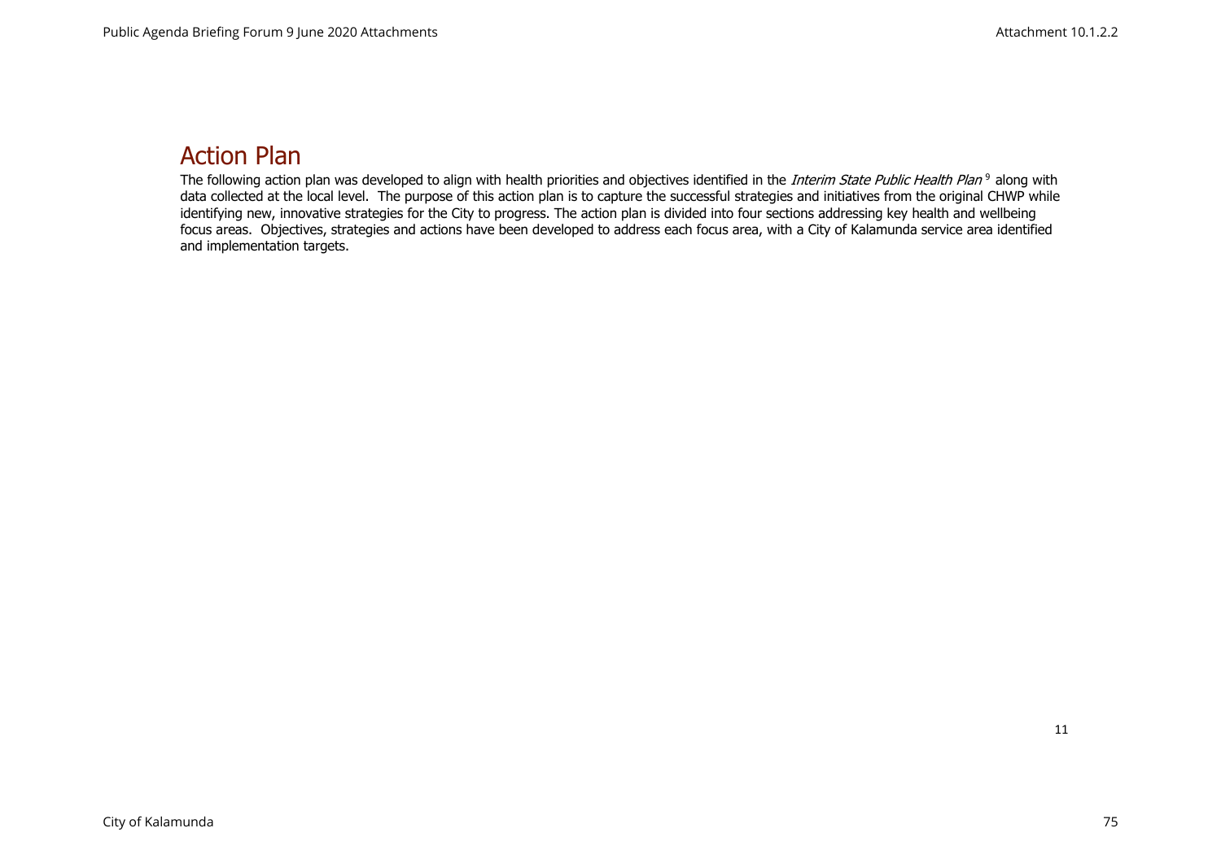## Action Plan

The following action plan was developed to align with health priorities and objectives identified in the *Interim State Public Health Plan*[9] along with data collected at the local level. The purpose of this action plan is to capture the successful strategies and initiatives from the original CHWP while identifying new, innovative strategies for the City to progress. The action plan is divided into four sections addressing key health and wellbeing focus areas. Objectives, strategies and actions have been developed to address each focus area, with a City of Kalamunda service area identified and implementation targets.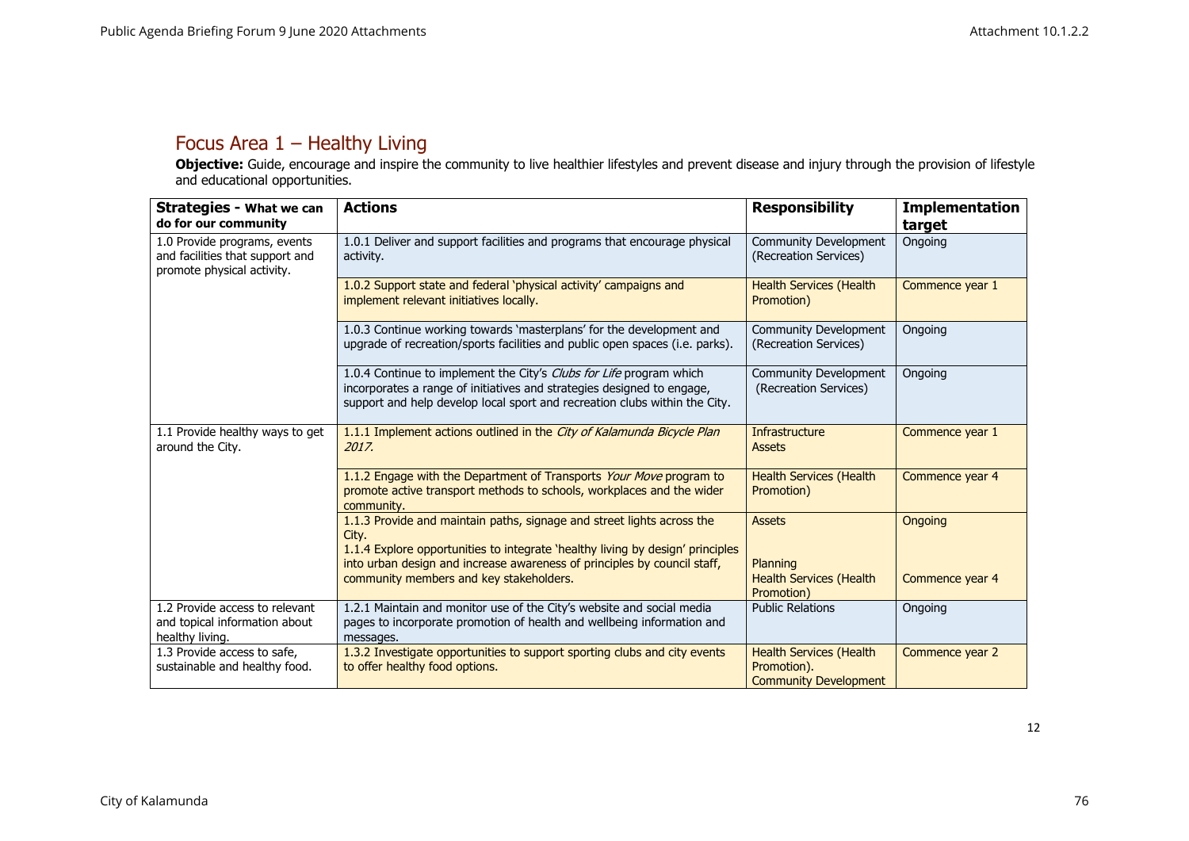## Focus Area 1 – Healthy Living

**Objective:** Guide, encourage and inspire the community to live healthier lifestyles and prevent disease and injury through the provision of lifestyle and educational opportunities.

| **Strategies - What we can do for our community** | **Actions** | **Responsibility** | **Implementation target** |
|---|---|---|---|
| 1.0 Provide programs, events and facilities that support and promote physical activity. | 1.0.1 Deliver and support facilities and programs that encourage physical activity. | Community Development (Recreation Services) | Ongoing |
| | 1.0.2 Support state and federal 'physical activity' campaigns and implement relevant initiatives locally. | Health Services (Health Promotion) | Commence year 1 |
| | 1.0.3 Continue working towards 'masterplans' for the development and upgrade of recreation/sports facilities and public open spaces (i.e. parks). | Community Development (Recreation Services) | Ongoing |
| | 1.0.4 Continue to implement the City's *Clubs for Life* program which incorporates a range of initiatives and strategies designed to engage, support and help develop local sport and recreation clubs within the City. | Community Development (Recreation Services) | Ongoing |
| 1.1 Provide healthy ways to get around the City. | 1.1.1 Implement actions outlined in the *City of Kalamunda Bicycle Plan 2017.* | Infrastructure Assets | Commence year 1 |
| | 1.1.2 Engage with the Department of Transports *Your Move* program to promote active transport methods to schools, workplaces and the wider community. | Health Services (Health Promotion) | Commence year 4 |
| | 1.1.3 Provide and maintain paths, signage and street lights across the City. | Assets | Ongoing |
| | 1.1.4 Explore opportunities to integrate 'healthy living by design' principles into urban design and increase awareness of principles by council staff, community members and key stakeholders. | Planning Health Services (Health Promotion) | Commence year 4 |
| 1.2 Provide access to relevant and topical information about healthy living. | 1.2.1 Maintain and monitor use of the City's website and social media pages to incorporate promotion of health and wellbeing information and messages. | Public Relations | Ongoing |
| 1.3 Provide access to safe, sustainable and healthy food. | 1.3.2 Investigate opportunities to support sporting clubs and city events to offer healthy food options. | Health Services (Health Promotion). Community Development | Commence year 2 |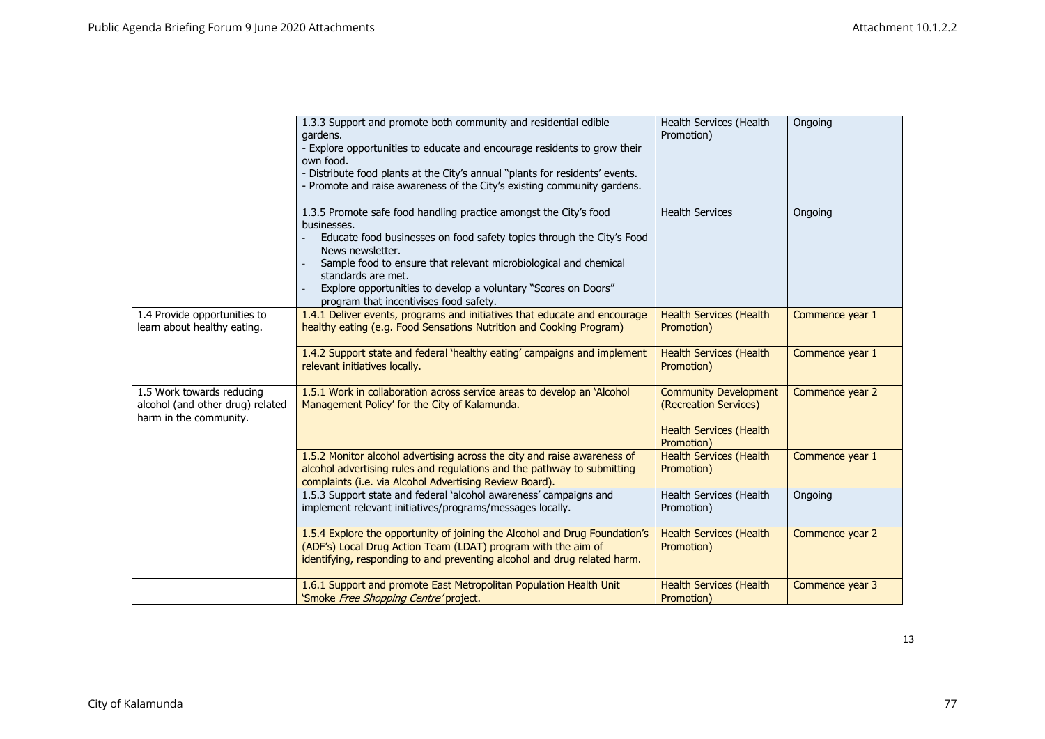| | | | |
|---|---|---|---|
| | 1.3.3 Support and promote both community and residential edible gardens.<br>- Explore opportunities to educate and encourage residents to grow their own food.<br>- Distribute food plants at the City's annual "plants for residents' events.<br>- Promote and raise awareness of the City's existing community gardens. | Health Services (Health Promotion) | Ongoing |
| | 1.3.5 Promote safe food handling practice amongst the City's food businesses.<br>- Educate food businesses on food safety topics through the City's Food News newsletter.<br>- Sample food to ensure that relevant microbiological and chemical standards are met.<br>- Explore opportunities to develop a voluntary "Scores on Doors" program that incentivises food safety. | Health Services | Ongoing |
| 1.4 Provide opportunities to learn about healthy eating. | 1.4.1 Deliver events, programs and initiatives that educate and encourage healthy eating (e.g. Food Sensations Nutrition and Cooking Program) | Health Services (Health Promotion) | Commence year 1 |
| | 1.4.2 Support state and federal 'healthy eating' campaigns and implement relevant initiatives locally. | Health Services (Health Promotion) | Commence year 1 |
| 1.5 Work towards reducing alcohol (and other drug) related harm in the community. | 1.5.1 Work in collaboration across service areas to develop an 'Alcohol Management Policy' for the City of Kalamunda. | Community Development (Recreation Services)<br><br>Health Services (Health Promotion) | Commence year 2 |
| | 1.5.2 Monitor alcohol advertising across the city and raise awareness of alcohol advertising rules and regulations and the pathway to submitting complaints (i.e. via Alcohol Advertising Review Board). | Health Services (Health Promotion) | Commence year 1 |
| | 1.5.3 Support state and federal 'alcohol awareness' campaigns and implement relevant initiatives/programs/messages locally. | Health Services (Health Promotion) | Ongoing |
| | 1.5.4 Explore the opportunity of joining the Alcohol and Drug Foundation's (ADF's) Local Drug Action Team (LDAT) program with the aim of identifying, responding to and preventing alcohol and drug related harm. | Health Services (Health Promotion) | Commence year 2 |
| | 1.6.1 Support and promote East Metropolitan Population Health Unit 'Smoke *Free Shopping Centre'* project. | Health Services (Health Promotion) | Commence year 3 |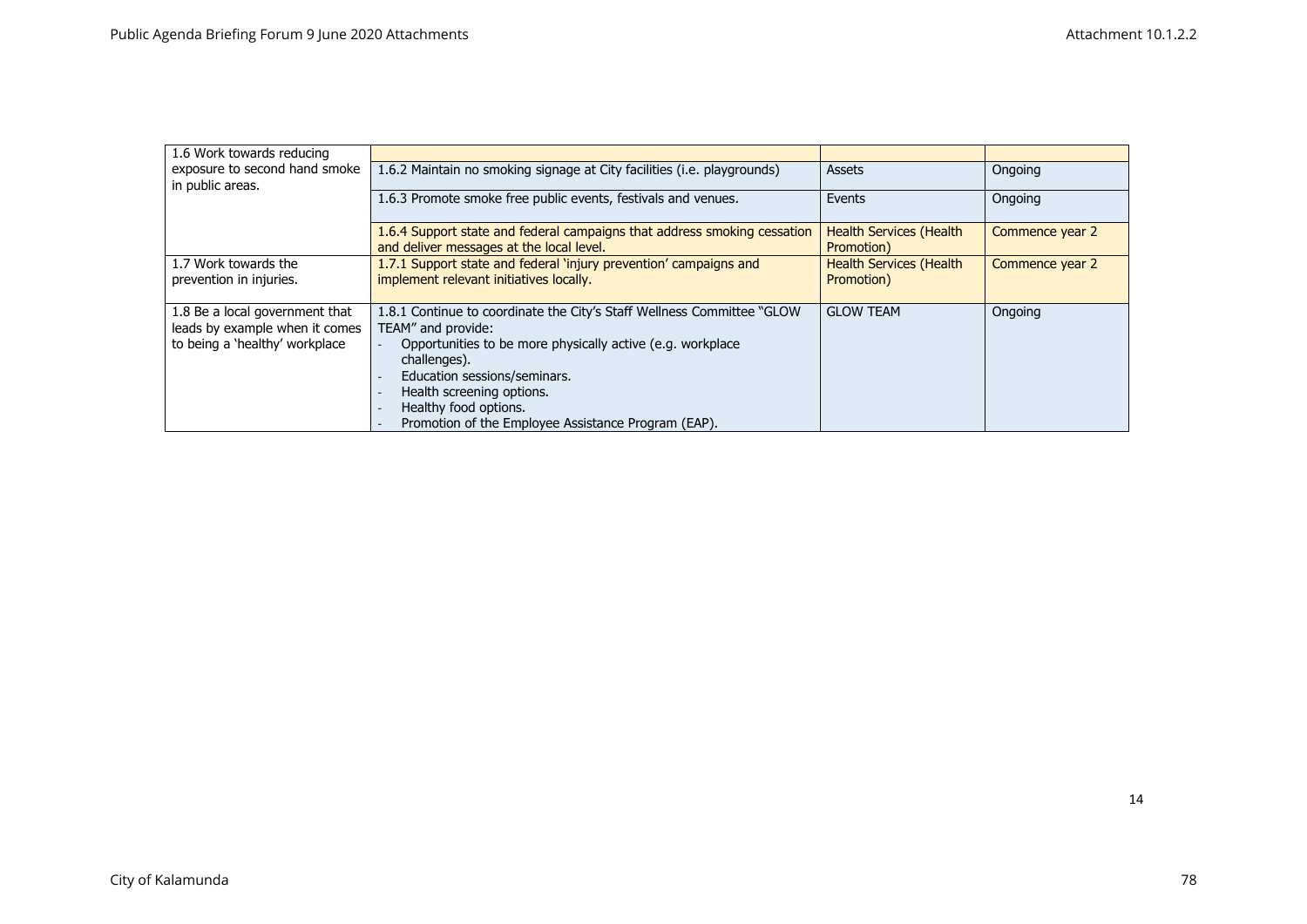| | | | |
|---|---|---|---|
| 1.6 Work towards reducing exposure to second hand smoke in public areas. | | | |
| | 1.6.2 Maintain no smoking signage at City facilities (i.e. playgrounds) | Assets | Ongoing |
| | 1.6.3 Promote smoke free public events, festivals and venues. | Events | Ongoing |
| | 1.6.4 Support state and federal campaigns that address smoking cessation and deliver messages at the local level. | Health Services (Health Promotion) | Commence year 2 |
| 1.7 Work towards the prevention in injuries. | 1.7.1 Support state and federal 'injury prevention' campaigns and implement relevant initiatives locally. | Health Services (Health Promotion) | Commence year 2 |
| 1.8 Be a local government that leads by example when it comes to being a 'healthy' workplace | 1.8.1 Continue to coordinate the City's Staff Wellness Committee "GLOW TEAM" and provide:<br>- Opportunities to be more physically active (e.g. workplace challenges).<br>- Education sessions/seminars.<br>- Health screening options.<br>- Healthy food options.<br>- Promotion of the Employee Assistance Program (EAP). | GLOW TEAM | Ongoing |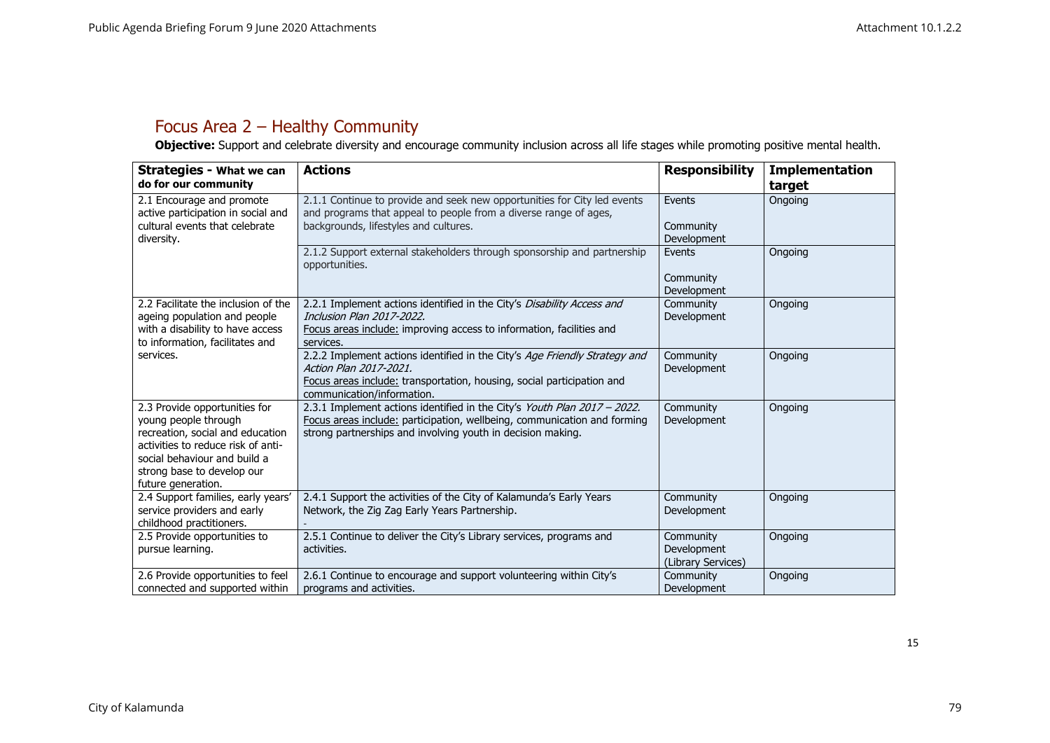## Focus Area 2 – Healthy Community

**Objective:** Support and celebrate diversity and encourage community inclusion across all life stages while promoting positive mental health.

| **Strategies - What we can do for our community** | **Actions** | **Responsibility** | **Implementation target** |
|---|---|---|---|
| 2.1 Encourage and promote active participation in social and cultural events that celebrate diversity. | 2.1.1 Continue to provide and seek new opportunities for City led events and programs that appeal to people from a diverse range of ages, backgrounds, lifestyles and cultures. | Events<br><br>Community Development | Ongoing |
| | 2.1.2 Support external stakeholders through sponsorship and partnership opportunities. | Events<br><br>Community Development | Ongoing |
| 2.2 Facilitate the inclusion of the ageing population and people with a disability to have access to information, facilitates and services. | 2.2.1 Implement actions identified in the City's *Disability Access and Inclusion Plan 2017-2022.*<br>Focus areas include: improving access to information, facilities and services. | Community Development | Ongoing |
| | 2.2.2 Implement actions identified in the City's *Age Friendly Strategy and Action Plan 2017-2021.*<br>Focus areas include: transportation, housing, social participation and communication/information. | Community Development | Ongoing |
| 2.3 Provide opportunities for young people through recreation, social and education activities to reduce risk of anti-social behaviour and build a strong base to develop our future generation. | 2.3.1 Implement actions identified in the City's *Youth Plan 2017 – 2022.*<br>Focus areas include: participation, wellbeing, communication and forming strong partnerships and involving youth in decision making. | Community Development | Ongoing |
| 2.4 Support families, early years' service providers and early childhood practitioners. | 2.4.1 Support the activities of the City of Kalamunda's Early Years Network, the Zig Zag Early Years Partnership.<br>- | Community Development | Ongoing |
| 2.5 Provide opportunities to pursue learning. | 2.5.1 Continue to deliver the City's Library services, programs and activities. | Community Development (Library Services) | Ongoing |
| 2.6 Provide opportunities to feel connected and supported within | 2.6.1 Continue to encourage and support volunteering within City's programs and activities. | Community Development | Ongoing |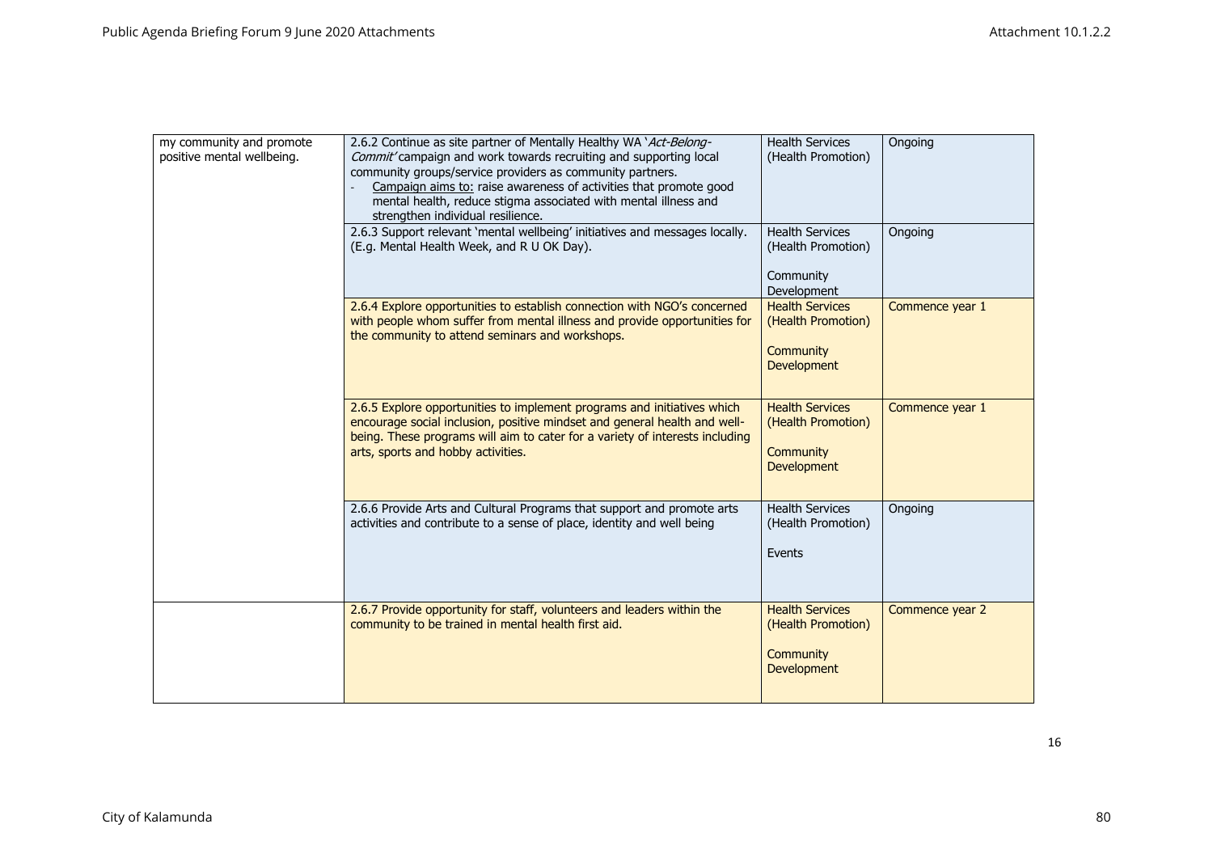| | | | |
|---|---|---|---|
| my community and promote positive mental wellbeing. | 2.6.2 Continue as site partner of Mentally Healthy WA '*Act-Belong-Commit'* campaign and work towards recruiting and supporting local community groups/service providers as community partners.<br>- Campaign aims to: raise awareness of activities that promote good mental health, reduce stigma associated with mental illness and strengthen individual resilience. | Health Services (Health Promotion) | Ongoing |
| | 2.6.3 Support relevant 'mental wellbeing' initiatives and messages locally. (E.g. Mental Health Week, and R U OK Day). | Health Services (Health Promotion)<br><br>Community Development | Ongoing |
| | 2.6.4 Explore opportunities to establish connection with NGO's concerned with people whom suffer from mental illness and provide opportunities for the community to attend seminars and workshops. | Health Services (Health Promotion)<br><br>Community Development | Commence year 1 |
| | 2.6.5 Explore opportunities to implement programs and initiatives which encourage social inclusion, positive mindset and general health and well-being. These programs will aim to cater for a variety of interests including arts, sports and hobby activities. | Health Services (Health Promotion)<br><br>Community Development | Commence year 1 |
| | 2.6.6 Provide Arts and Cultural Programs that support and promote arts activities and contribute to a sense of place, identity and well being | Health Services (Health Promotion)<br><br>Events | Ongoing |
| | 2.6.7 Provide opportunity for staff, volunteers and leaders within the community to be trained in mental health first aid. | Health Services (Health Promotion)<br><br>Community Development | Commence year 2 |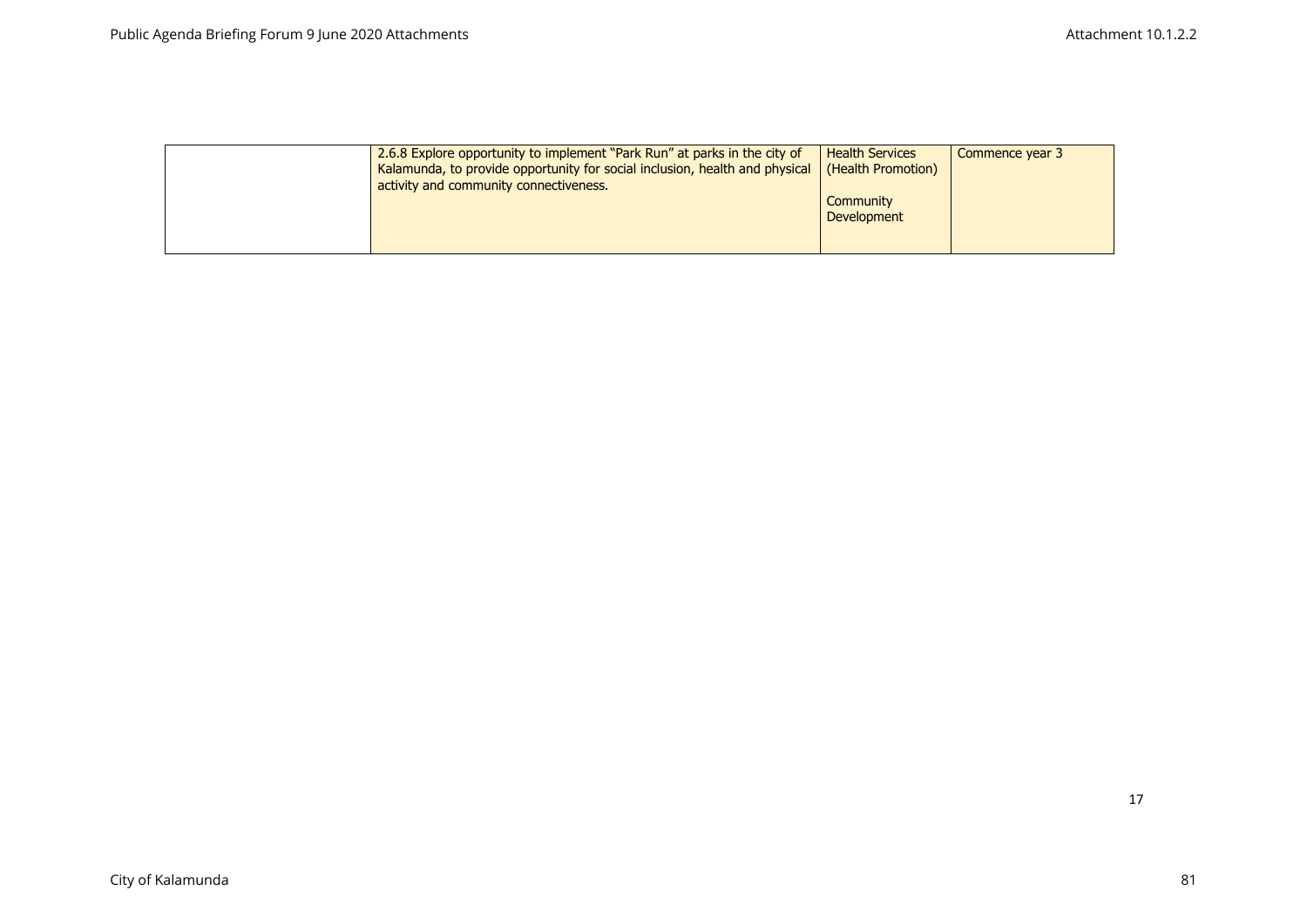| | | | |
|---|---|---|---|
| | 2.6.8 Explore opportunity to implement "Park Run" at parks in the city of Kalamunda, to provide opportunity for social inclusion, health and physical activity and community connectiveness. | Health Services (Health Promotion)<br><br>Community Development | Commence year 3 |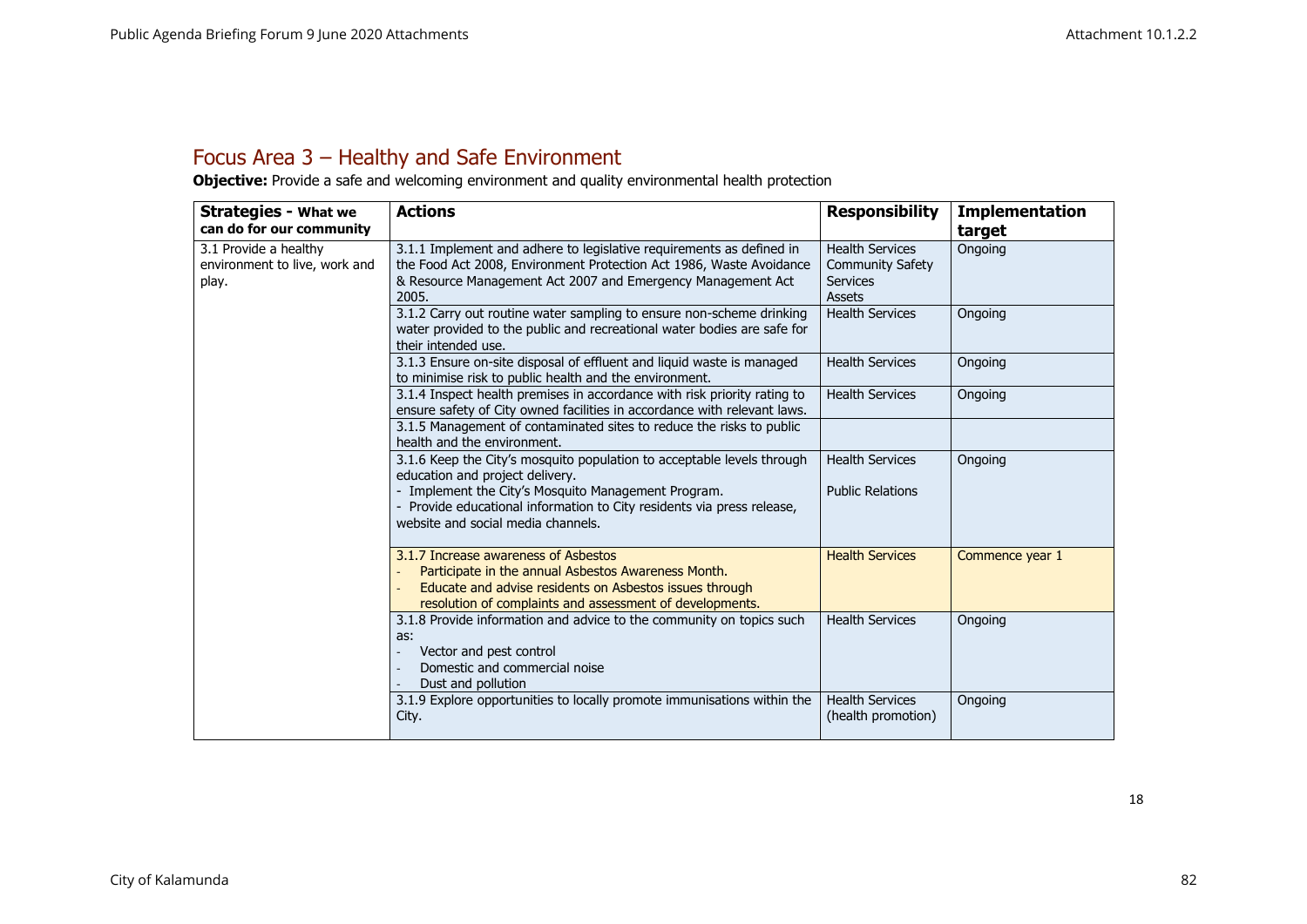## Focus Area 3 – Healthy and Safe Environment

**Objective:** Provide a safe and welcoming environment and quality environmental health protection

| Strategies - What we can do for our community | Actions | Responsibility | Implementation target |
|---|---|---|---|
| 3.1 Provide a healthy environment to live, work and play. | 3.1.1 Implement and adhere to legislative requirements as defined in the Food Act 2008, Environment Protection Act 1986, Waste Avoidance & Resource Management Act 2007 and Emergency Management Act 2005. | Health Services<br>Community Safety Services<br>Assets | Ongoing |
| | 3.1.2 Carry out routine water sampling to ensure non-scheme drinking water provided to the public and recreational water bodies are safe for their intended use. | Health Services | Ongoing |
| | 3.1.3 Ensure on-site disposal of effluent and liquid waste is managed to minimise risk to public health and the environment. | Health Services | Ongoing |
| | 3.1.4 Inspect health premises in accordance with risk priority rating to ensure safety of City owned facilities in accordance with relevant laws. | Health Services | Ongoing |
| | 3.1.5 Management of contaminated sites to reduce the risks to public health and the environment. | | |
| | 3.1.6 Keep the City's mosquito population to acceptable levels through education and project delivery.<br>- Implement the City's Mosquito Management Program.<br>- Provide educational information to City residents via press release, website and social media channels. | Health Services<br><br>Public Relations | Ongoing |
| | 3.1.7 Increase awareness of Asbestos<br>- Participate in the annual Asbestos Awareness Month.<br>- Educate and advise residents on Asbestos issues through resolution of complaints and assessment of developments. | Health Services | Commence year 1 |
| | 3.1.8 Provide information and advice to the community on topics such as:<br>- Vector and pest control<br>- Domestic and commercial noise<br>- Dust and pollution | Health Services | Ongoing |
| | 3.1.9 Explore opportunities to locally promote immunisations within the City. | Health Services (health promotion) | Ongoing |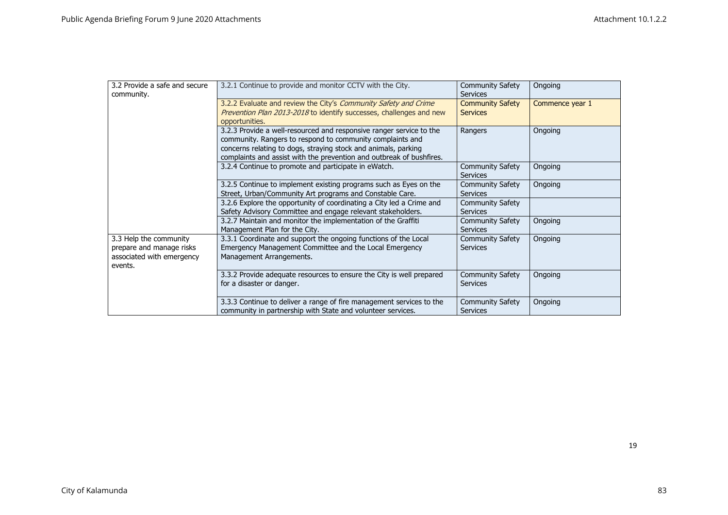| | | | |
|---|---|---|---|
| 3.2 Provide a safe and secure community. | 3.2.1 Continue to provide and monitor CCTV with the City. | Community Safety Services | Ongoing |
| | 3.2.2 Evaluate and review the City's *Community Safety and Crime Prevention Plan 2013-2018* to identify successes, challenges and new opportunities. | Community Safety Services | Commence year 1 |
| | 3.2.3 Provide a well-resourced and responsive ranger service to the community. Rangers to respond to community complaints and concerns relating to dogs, straying stock and animals, parking complaints and assist with the prevention and outbreak of bushfires. | Rangers | Ongoing |
| | 3.2.4 Continue to promote and participate in eWatch. | Community Safety Services | Ongoing |
| | 3.2.5 Continue to implement existing programs such as Eyes on the Street, Urban/Community Art programs and Constable Care. | Community Safety Services | Ongoing |
| | 3.2.6 Explore the opportunity of coordinating a City led a Crime and Safety Advisory Committee and engage relevant stakeholders. | Community Safety Services | |
| | 3.2.7 Maintain and monitor the implementation of the Graffiti Management Plan for the City. | Community Safety Services | Ongoing |
| 3.3 Help the community prepare and manage risks associated with emergency events. | 3.3.1 Coordinate and support the ongoing functions of the Local Emergency Management Committee and the Local Emergency Management Arrangements. | Community Safety Services | Ongoing |
| | 3.3.2 Provide adequate resources to ensure the City is well prepared for a disaster or danger. | Community Safety Services | Ongoing |
| | 3.3.3 Continue to deliver a range of fire management services to the community in partnership with State and volunteer services. | Community Safety Services | Ongoing |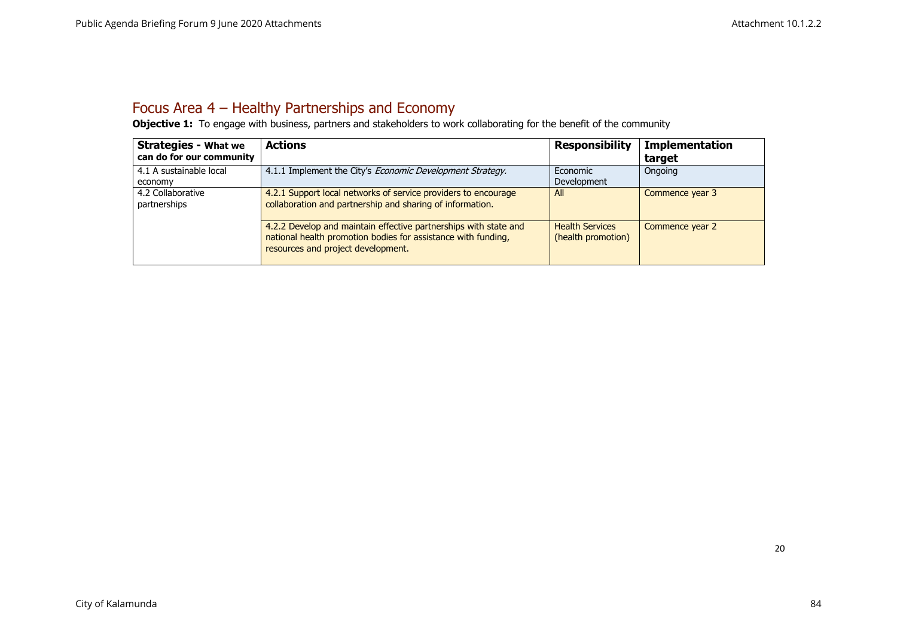## Focus Area 4 – Healthy Partnerships and Economy

**Objective 1:** To engage with business, partners and stakeholders to work collaborating for the benefit of the community

| **Strategies - What we can do for our community** | **Actions** | **Responsibility** | **Implementation target** |
|---|---|---|---|
| 4.1 A sustainable local economy | 4.1.1 Implement the City's *Economic Development Strategy.* | Economic Development | Ongoing |
| 4.2 Collaborative partnerships | 4.2.1 Support local networks of service providers to encourage collaboration and partnership and sharing of information. | All | Commence year 3 |
| | 4.2.2 Develop and maintain effective partnerships with state and national health promotion bodies for assistance with funding, resources and project development. | Health Services (health promotion) | Commence year 2 |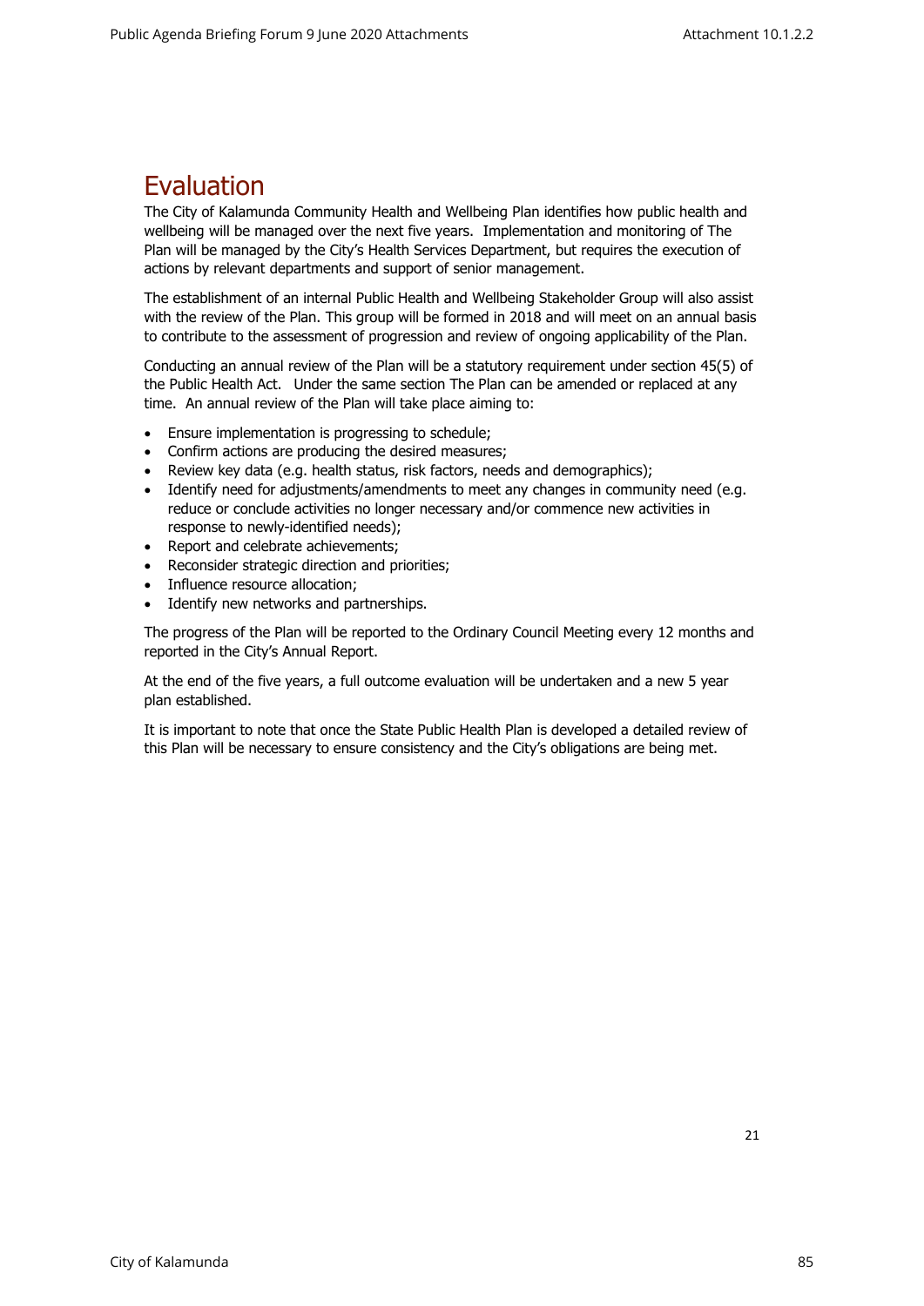# Evaluation

The City of Kalamunda Community Health and Wellbeing Plan identifies how public health and wellbeing will be managed over the next five years. Implementation and monitoring of The Plan will be managed by the City's Health Services Department, but requires the execution of actions by relevant departments and support of senior management.

The establishment of an internal Public Health and Wellbeing Stakeholder Group will also assist with the review of the Plan. This group will be formed in 2018 and will meet on an annual basis to contribute to the assessment of progression and review of ongoing applicability of the Plan.

Conducting an annual review of the Plan will be a statutory requirement under section 45(5) of the Public Health Act. Under the same section The Plan can be amended or replaced at any time. An annual review of the Plan will take place aiming to:

- Ensure implementation is progressing to schedule;
- Confirm actions are producing the desired measures;
- Review key data (e.g. health status, risk factors, needs and demographics);
- Identify need for adjustments/amendments to meet any changes in community need (e.g. reduce or conclude activities no longer necessary and/or commence new activities in response to newly-identified needs);
- Report and celebrate achievements;
- Reconsider strategic direction and priorities;
- Influence resource allocation;
- Identify new networks and partnerships.

The progress of the Plan will be reported to the Ordinary Council Meeting every 12 months and reported in the City's Annual Report.

At the end of the five years, a full outcome evaluation will be undertaken and a new 5 year plan established.

It is important to note that once the State Public Health Plan is developed a detailed review of this Plan will be necessary to ensure consistency and the City's obligations are being met.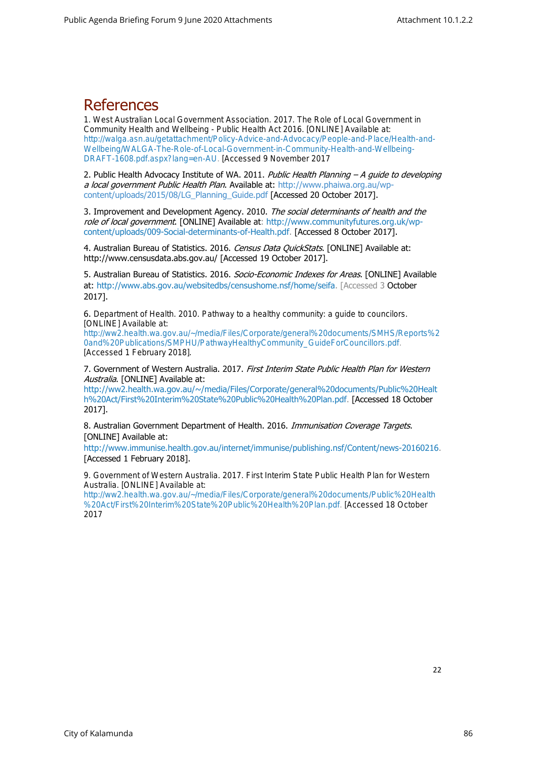# References

1. West Australian Local Government Association. 2017. The Role of Local Government in Community Health and Wellbeing - Public Health Act 2016. [ONLINE] Available at: http://walga.asn.au/getattachment/Policy-Advice-and-Advocacy/People-and-Place/Health-and-Wellbeing/WALGA-The-Role-of-Local-Government-in-Community-Health-and-Wellbeing-DRAFT-1608.pdf.aspx?lang=en-AU. [Accessed 9 November 2017

2. Public Health Advocacy Institute of WA. 2011. *Public Health Planning – A guide to developing a local government Public Health Plan*. Available at: http://www.phaiwa.org.au/wp-content/uploads/2015/08/LG_Planning_Guide.pdf [Accessed 20 October 2017].

3. Improvement and Development Agency. 2010. *The social determinants of health and the role of local government*. [ONLINE] Available at: http://www.communityfutures.org.uk/wp-content/uploads/009-Social-determinants-of-Health.pdf. [Accessed 8 October 2017].

4. Australian Bureau of Statistics. 2016. *Census Data QuickStats*. [ONLINE] Available at: http://www.censusdata.abs.gov.au/ [Accessed 19 October 2017].

5. Australian Bureau of Statistics. 2016. *Socio-Economic Indexes for Areas*. [ONLINE] Available at: http://www.abs.gov.au/websitedbs/censushome.nsf/home/seifa. [Accessed 3 October 2017].

6. Department of Health. 2010. Pathway to a healthy community: a guide to councilors. [ONLINE] Available at: http://ww2.health.wa.gov.au/~/media/Files/Corporate/general%20documents/SMHS/Reports%20and%20Publications/SMPHU/PathwayHealthyCommunity_GuideForCouncillors.pdf. [Accessed 1 February 2018].

7. Government of Western Australia. 2017. *First Interim State Public Health Plan for Western Australia*. [ONLINE] Available at: http://ww2.health.wa.gov.au/~/media/Files/Corporate/general%20documents/Public%20Health%20Act/First%20Interim%20State%20Public%20Health%20Plan.pdf. [Accessed 18 October 2017].

8. Australian Government Department of Health. 2016. *Immunisation Coverage Targets*. [ONLINE] Available at: http://www.immunise.health.gov.au/internet/immunise/publishing.nsf/Content/news-20160216. [Accessed 1 February 2018].

9. Government of Western Australia. 2017. First Interim State Public Health Plan for Western Australia. [ONLINE] Available at: http://ww2.health.wa.gov.au/~/media/Files/Corporate/general%20documents/Public%20Health%20Act/First%20Interim%20State%20Public%20Health%20Plan.pdf. [Accessed 18 October 2017